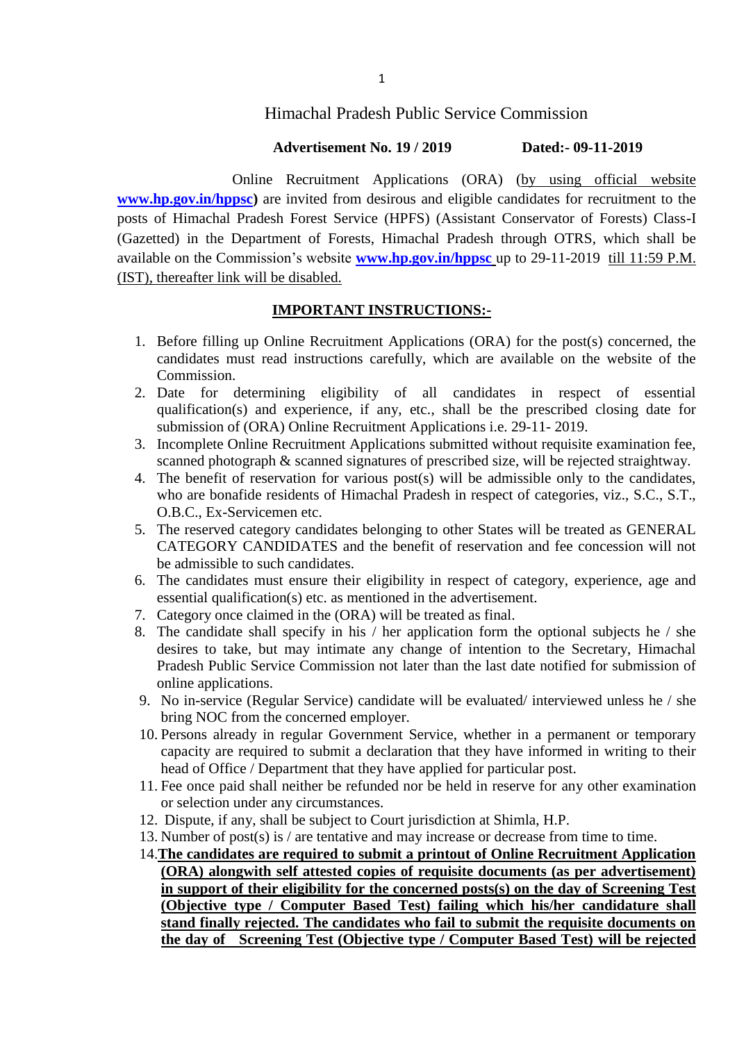# Himachal Pradesh Public Service Commission

**Advertisement No. 19 / 2019** **Dated:- 09-11-2019**

Online Recruitment Applications (ORA) (by using official website **www.hp.gov.in/hppsc)** are invited from desirous and eligible candidates for recruitment to the posts of Himachal Pradesh Forest Service (HPFS) (Assistant Conservator of Forests) Class-I (Gazetted) in the Department of Forests, Himachal Pradesh through OTRS, which shall be available on the Commission's website **www.hp.gov.in/hppsc** up to 29-11-2019 till 11:59 P.M. (IST), thereafter link will be disabled.

## IMPORTANT INSTRUCTIONS:-

1. Before filling up Online Recruitment Applications (ORA) for the post(s) concerned, the candidates must read instructions carefully, which are available on the website of the Commission.
2. Date for determining eligibility of all candidates in respect of essential qualification(s) and experience, if any, etc., shall be the prescribed closing date for submission of (ORA) Online Recruitment Applications i.e. 29-11- 2019.
3. Incomplete Online Recruitment Applications submitted without requisite examination fee, scanned photograph & scanned signatures of prescribed size, will be rejected straightway.
4. The benefit of reservation for various post(s) will be admissible only to the candidates, who are bonafide residents of Himachal Pradesh in respect of categories, viz., S.C., S.T., O.B.C., Ex-Servicemen etc.
5. The reserved category candidates belonging to other States will be treated as GENERAL CATEGORY CANDIDATES and the benefit of reservation and fee concession will not be admissible to such candidates.
6. The candidates must ensure their eligibility in respect of category, experience, age and essential qualification(s) etc. as mentioned in the advertisement.
7. Category once claimed in the (ORA) will be treated as final.
8. The candidate shall specify in his / her application form the optional subjects he / she desires to take, but may intimate any change of intention to the Secretary, Himachal Pradesh Public Service Commission not later than the last date notified for submission of online applications.
9. No in-service (Regular Service) candidate will be evaluated/ interviewed unless he / she bring NOC from the concerned employer.
10. Persons already in regular Government Service, whether in a permanent or temporary capacity are required to submit a declaration that they have informed in writing to their head of Office / Department that they have applied for particular post.
11. Fee once paid shall neither be refunded nor be held in reserve for any other examination or selection under any circumstances.
12. Dispute, if any, shall be subject to Court jurisdiction at Shimla, H.P.
13. Number of post(s) is / are tentative and may increase or decrease from time to time.
14. **The candidates are required to submit a printout of Online Recruitment Application (ORA) alongwith self attested copies of requisite documents (as per advertisement) in support of their eligibility for the concerned posts(s) on the day of Screening Test (Objective type / Computer Based Test) failing which his/her candidature shall stand finally rejected. The candidates who fail to submit the requisite documents on the day of Screening Test (Objective type / Computer Based Test) will be rejected**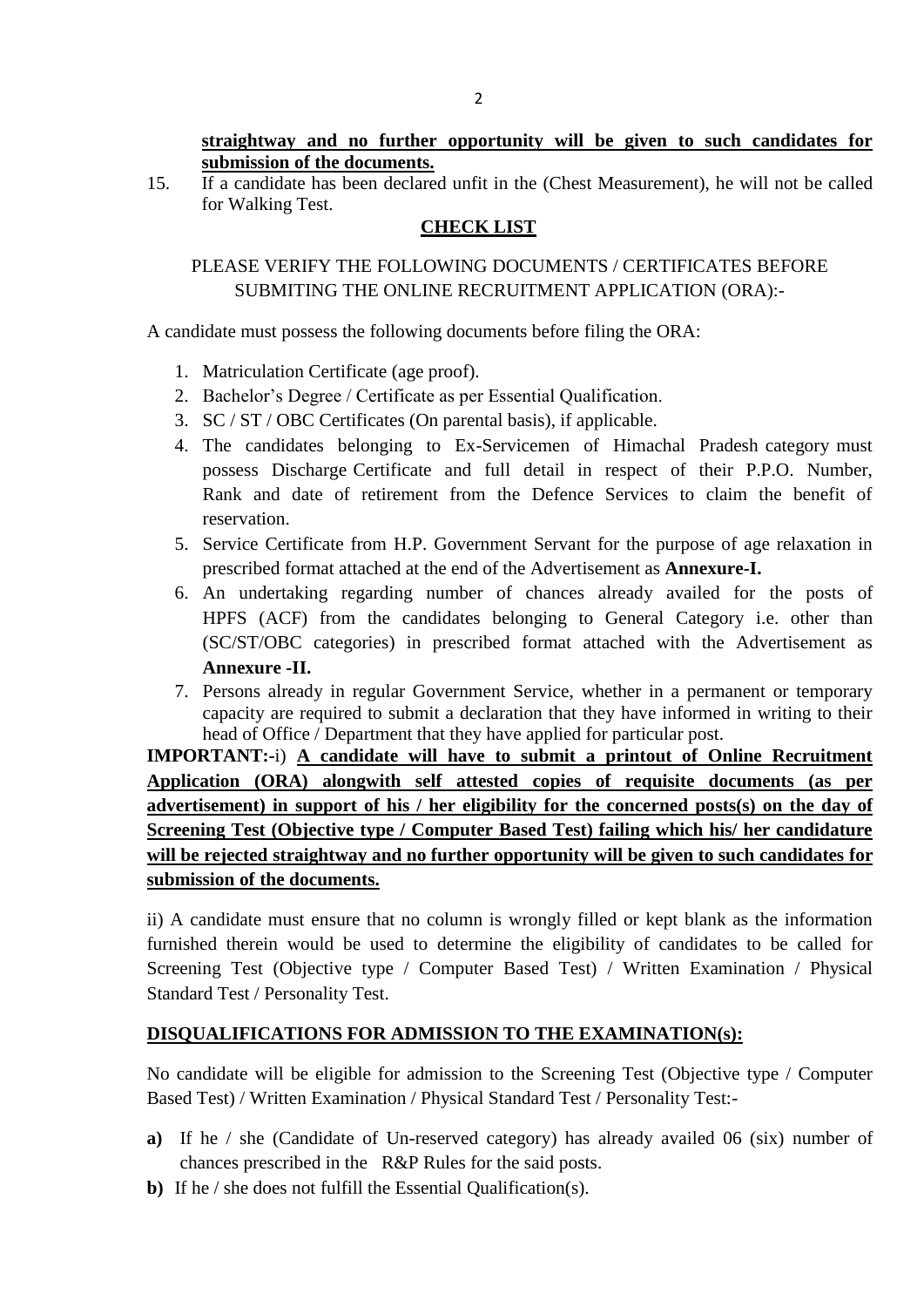**straightway and no further opportunity will be given to such candidates for submission of the documents.**

15. If a candidate has been declared unfit in the (Chest Measurement), he will not be called for Walking Test.

## CHECK LIST

PLEASE VERIFY THE FOLLOWING DOCUMENTS / CERTIFICATES BEFORE SUBMITING THE ONLINE RECRUITMENT APPLICATION (ORA):-

A candidate must possess the following documents before filing the ORA:

1. Matriculation Certificate (age proof).
2. Bachelor's Degree / Certificate as per Essential Qualification.
3. SC / ST / OBC Certificates (On parental basis), if applicable.
4. The candidates belonging to Ex-Servicemen of Himachal Pradesh category must possess Discharge Certificate and full detail in respect of their P.P.O. Number, Rank and date of retirement from the Defence Services to claim the benefit of reservation.
5. Service Certificate from H.P. Government Servant for the purpose of age relaxation in prescribed format attached at the end of the Advertisement as **Annexure-I.**
6. An undertaking regarding number of chances already availed for the posts of HPFS (ACF) from the candidates belonging to General Category i.e. other than (SC/ST/OBC categories) in prescribed format attached with the Advertisement as **Annexure -II.**
7. Persons already in regular Government Service, whether in a permanent or temporary capacity are required to submit a declaration that they have informed in writing to their head of Office / Department that they have applied for particular post.

**IMPORTANT:**-i) **A candidate will have to submit a printout of Online Recruitment Application (ORA) alongwith self attested copies of requisite documents (as per advertisement) in support of his / her eligibility for the concerned posts(s) on the day of Screening Test (Objective type / Computer Based Test) failing which his/ her candidature will be rejected straightway and no further opportunity will be given to such candidates for submission of the documents.**

ii) A candidate must ensure that no column is wrongly filled or kept blank as the information furnished therein would be used to determine the eligibility of candidates to be called for Screening Test (Objective type / Computer Based Test) / Written Examination / Physical Standard Test / Personality Test.

## DISQUALIFICATIONS FOR ADMISSION TO THE EXAMINATION(s):

No candidate will be eligible for admission to the Screening Test (Objective type / Computer Based Test) / Written Examination / Physical Standard Test / Personality Test:-

**a)** If he / she (Candidate of Un-reserved category) has already availed 06 (six) number of chances prescribed in the R&P Rules for the said posts.

**b)** If he / she does not fulfill the Essential Qualification(s).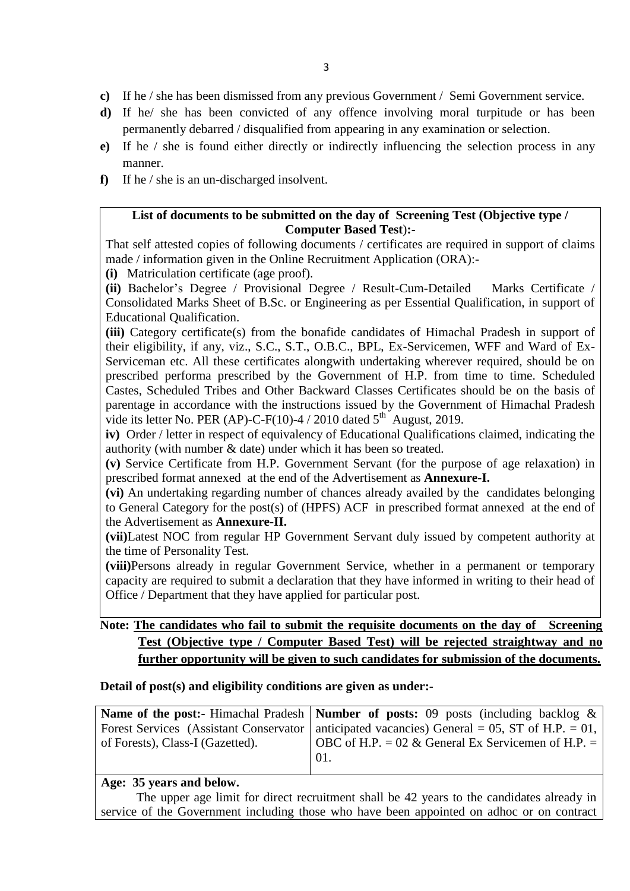**c)** If he / she has been dismissed from any previous Government / Semi Government service.

**d)** If he/ she has been convicted of any offence involving moral turpitude or has been permanently debarred / disqualified from appearing in any examination or selection.

**e)** If he / she is found either directly or indirectly influencing the selection process in any manner.

**f)** If he / she is an un-discharged insolvent.

**List of documents to be submitted on the day of Screening Test (Objective type / Computer Based Test):-**

That self attested copies of following documents / certificates are required in support of claims made / information given in the Online Recruitment Application (ORA):-

**(i)** Matriculation certificate (age proof).

**(ii)** Bachelor's Degree / Provisional Degree / Result-Cum-Detailed Marks Certificate / Consolidated Marks Sheet of B.Sc. or Engineering as per Essential Qualification, in support of Educational Qualification.

**(iii)** Category certificate(s) from the bonafide candidates of Himachal Pradesh in support of their eligibility, if any, viz., S.C., S.T., O.B.C., BPL, Ex-Servicemen, WFF and Ward of Ex-Serviceman etc. All these certificates alongwith undertaking wherever required, should be on prescribed performa prescribed by the Government of H.P. from time to time. Scheduled Castes, Scheduled Tribes and Other Backward Classes Certificates should be on the basis of parentage in accordance with the instructions issued by the Government of Himachal Pradesh vide its letter No. PER (AP)-C-F(10)-4 / 2010 dated 5th August, 2019.

**iv)** Order / letter in respect of equivalency of Educational Qualifications claimed, indicating the authority (with number & date) under which it has been so treated.

**(v)** Service Certificate from H.P. Government Servant (for the purpose of age relaxation) in prescribed format annexed at the end of the Advertisement as **Annexure-I.**

**(vi)** An undertaking regarding number of chances already availed by the candidates belonging to General Category for the post(s) of (HPFS) ACF in prescribed format annexed at the end of the Advertisement as **Annexure-II.**

**(vii)**Latest NOC from regular HP Government Servant duly issued by competent authority at the time of Personality Test.

**(viii)**Persons already in regular Government Service, whether in a permanent or temporary capacity are required to submit a declaration that they have informed in writing to their head of Office / Department that they have applied for particular post.

**Note: The candidates who fail to submit the requisite documents on the day of Screening Test (Objective type / Computer Based Test) will be rejected straightway and no further opportunity will be given to such candidates for submission of the documents.**

**Detail of post(s) and eligibility conditions are given as under:-**

| **Name of the post:-** Himachal Pradesh Forest Services (Assistant Conservator of Forests), Class-I (Gazetted). | **Number of posts:** 09 posts (including backlog & anticipated vacancies) General = 05, ST of H.P. = 01, OBC of H.P. = 02 & General Ex Servicemen of H.P. = 01. |
|---|---|

**Age: 35 years and below.**

The upper age limit for direct recruitment shall be 42 years to the candidates already in service of the Government including those who have been appointed on adhoc or on contract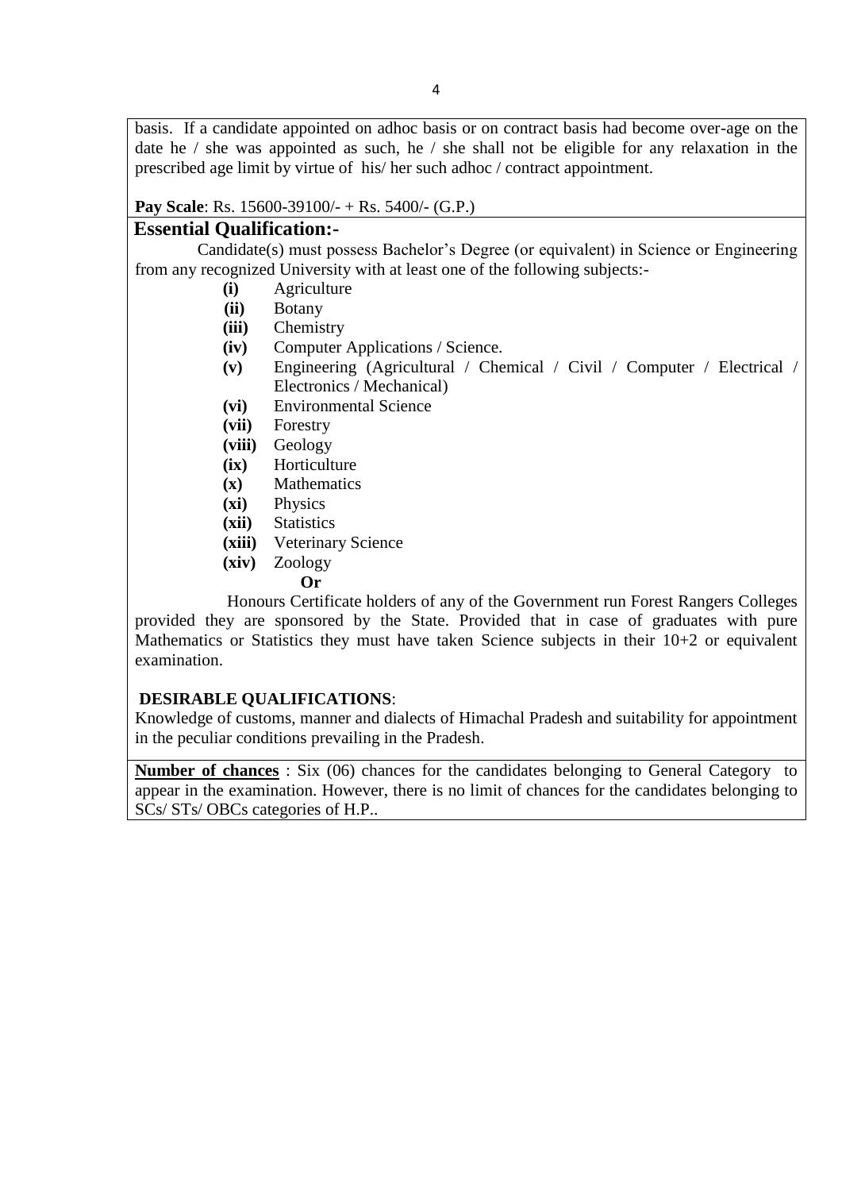basis. If a candidate appointed on adhoc basis or on contract basis had become over-age on the date he / she was appointed as such, he / she shall not be eligible for any relaxation in the prescribed age limit by virtue of his/ her such adhoc / contract appointment.

**Pay Scale**: Rs. 15600-39100/- + Rs. 5400/- (G.P.)

## Essential Qualification:-

Candidate(s) must possess Bachelor's Degree (or equivalent) in Science or Engineering from any recognized University with at least one of the following subjects:-

- **(i)** Agriculture
- **(ii)** Botany
- **(iii)** Chemistry
- **(iv)** Computer Applications / Science.
- **(v)** Engineering (Agricultural / Chemical / Civil / Computer / Electrical / Electronics / Mechanical)
- **(vi)** Environmental Science
- **(vii)** Forestry
- **(viii)** Geology
- **(ix)** Horticulture
- **(x)** Mathematics
- **(xi)** Physics
- **(xii)** Statistics
- **(xiii)** Veterinary Science
- **(xiv)** Zoology

**Or**

Honours Certificate holders of any of the Government run Forest Rangers Colleges provided they are sponsored by the State. Provided that in case of graduates with pure Mathematics or Statistics they must have taken Science subjects in their 10+2 or equivalent examination.

**DESIRABLE QUALIFICATIONS**:

Knowledge of customs, manner and dialects of Himachal Pradesh and suitability for appointment in the peculiar conditions prevailing in the Pradesh.

**Number of chances** : Six (06) chances for the candidates belonging to General Category to appear in the examination. However, there is no limit of chances for the candidates belonging to SCs/ STs/ OBCs categories of H.P..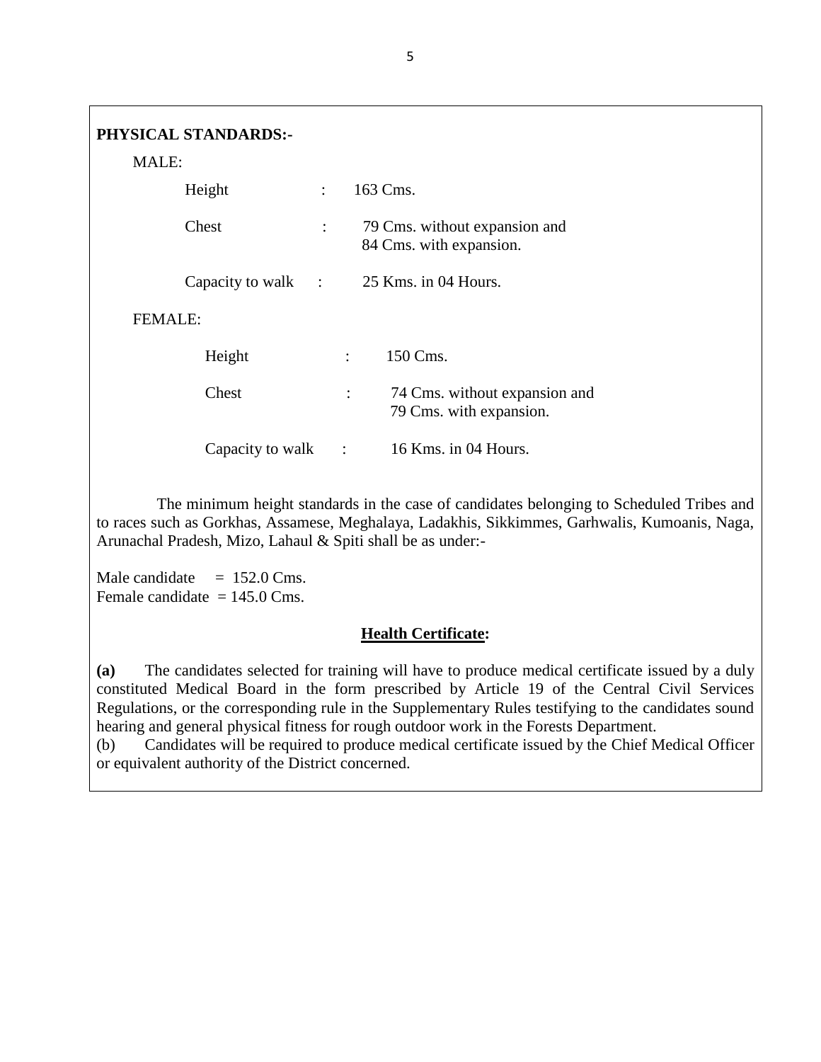**PHYSICAL STANDARDS:-**

MALE:

| | | |
|---|---|---|
| Height | : | 163 Cms. |
| Chest | : | 79 Cms. without expansion and 84 Cms. with expansion. |
| Capacity to walk | : | 25 Kms. in 04 Hours. |

FEMALE:

| | | |
|---|---|---|
| Height | : | 150 Cms. |
| Chest | : | 74 Cms. without expansion and 79 Cms. with expansion. |
| Capacity to walk | : | 16 Kms. in 04 Hours. |

The minimum height standards in the case of candidates belonging to Scheduled Tribes and to races such as Gorkhas, Assamese, Meghalaya, Ladakhis, Sikkimmes, Garhwalis, Kumoanis, Naga, Arunachal Pradesh, Mizo, Lahaul & Spiti shall be as under:-

Male candidate = 152.0 Cms.
Female candidate = 145.0 Cms.

**Health Certificate:**

**(a)** The candidates selected for training will have to produce medical certificate issued by a duly constituted Medical Board in the form prescribed by Article 19 of the Central Civil Services Regulations, or the corresponding rule in the Supplementary Rules testifying to the candidates sound hearing and general physical fitness for rough outdoor work in the Forests Department.

(b) Candidates will be required to produce medical certificate issued by the Chief Medical Officer or equivalent authority of the District concerned.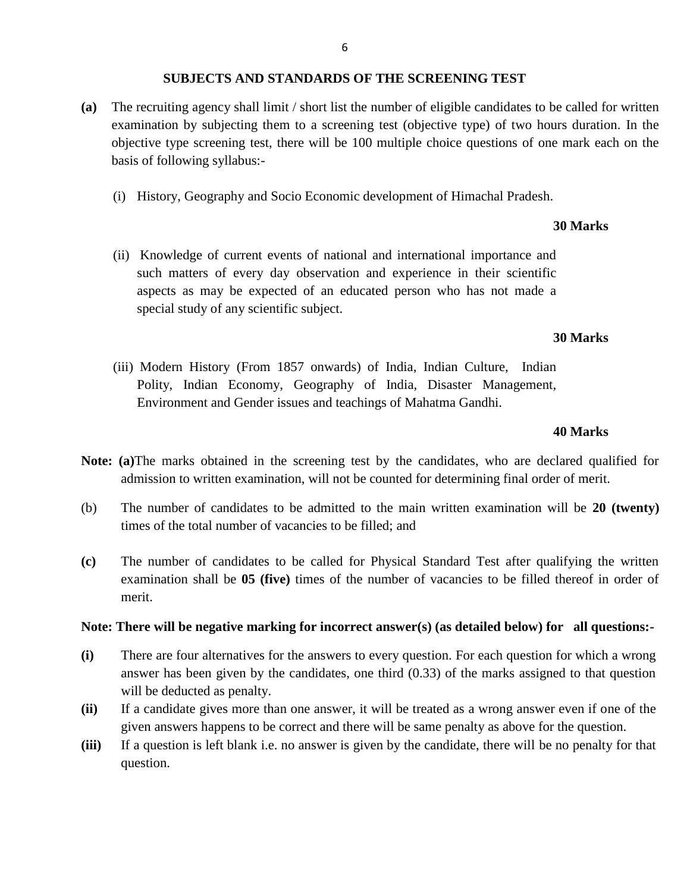## SUBJECTS AND STANDARDS OF THE SCREENING TEST

**(a)** The recruiting agency shall limit / short list the number of eligible candidates to be called for written examination by subjecting them to a screening test (objective type) of two hours duration. In the objective type screening test, there will be 100 multiple choice questions of one mark each on the basis of following syllabus:-

(i) History, Geography and Socio Economic development of Himachal Pradesh.

**30 Marks**

(ii) Knowledge of current events of national and international importance and such matters of every day observation and experience in their scientific aspects as may be expected of an educated person who has not made a special study of any scientific subject.

**30 Marks**

(iii) Modern History (From 1857 onwards) of India, Indian Culture, Indian Polity, Indian Economy, Geography of India, Disaster Management, Environment and Gender issues and teachings of Mahatma Gandhi.

**40 Marks**

**Note: (a)** The marks obtained in the screening test by the candidates, who are declared qualified for admission to written examination, will not be counted for determining final order of merit.

(b) The number of candidates to be admitted to the main written examination will be **20 (twenty)** times of the total number of vacancies to be filled; and

**(c)** The number of candidates to be called for Physical Standard Test after qualifying the written examination shall be **05 (five)** times of the number of vacancies to be filled thereof in order of merit.

**Note: There will be negative marking for incorrect answer(s) (as detailed below) for all questions:-**

**(i)** There are four alternatives for the answers to every question. For each question for which a wrong answer has been given by the candidates, one third (0.33) of the marks assigned to that question will be deducted as penalty.

**(ii)** If a candidate gives more than one answer, it will be treated as a wrong answer even if one of the given answers happens to be correct and there will be same penalty as above for the question.

**(iii)** If a question is left blank i.e. no answer is given by the candidate, there will be no penalty for that question.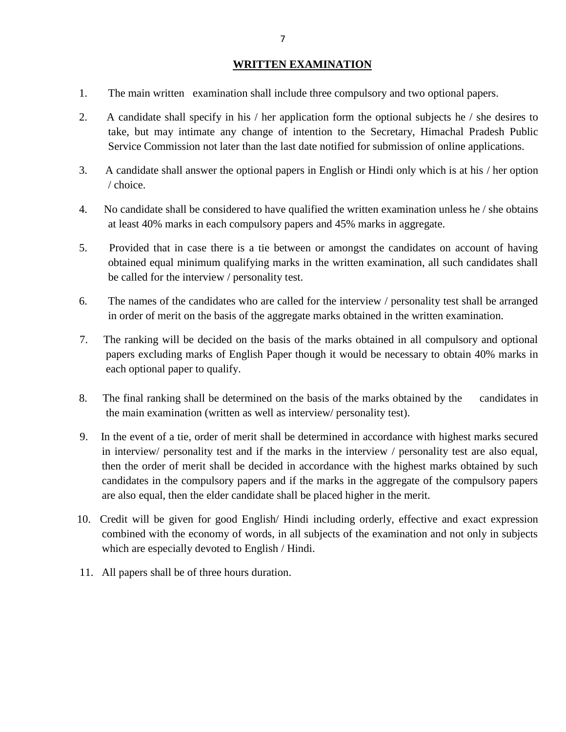## WRITTEN EXAMINATION

1. The main written examination shall include three compulsory and two optional papers.

2. A candidate shall specify in his / her application form the optional subjects he / she desires to take, but may intimate any change of intention to the Secretary, Himachal Pradesh Public Service Commission not later than the last date notified for submission of online applications.

3. A candidate shall answer the optional papers in English or Hindi only which is at his / her option / choice.

4. No candidate shall be considered to have qualified the written examination unless he / she obtains at least 40% marks in each compulsory papers and 45% marks in aggregate.

5. Provided that in case there is a tie between or amongst the candidates on account of having obtained equal minimum qualifying marks in the written examination, all such candidates shall be called for the interview / personality test.

6. The names of the candidates who are called for the interview / personality test shall be arranged in order of merit on the basis of the aggregate marks obtained in the written examination.

7. The ranking will be decided on the basis of the marks obtained in all compulsory and optional papers excluding marks of English Paper though it would be necessary to obtain 40% marks in each optional paper to qualify.

8. The final ranking shall be determined on the basis of the marks obtained by the candidates in the main examination (written as well as interview/ personality test).

9. In the event of a tie, order of merit shall be determined in accordance with highest marks secured in interview/ personality test and if the marks in the interview / personality test are also equal, then the order of merit shall be decided in accordance with the highest marks obtained by such candidates in the compulsory papers and if the marks in the aggregate of the compulsory papers are also equal, then the elder candidate shall be placed higher in the merit.

10. Credit will be given for good English/ Hindi including orderly, effective and exact expression combined with the economy of words, in all subjects of the examination and not only in subjects which are especially devoted to English / Hindi.

11. All papers shall be of three hours duration.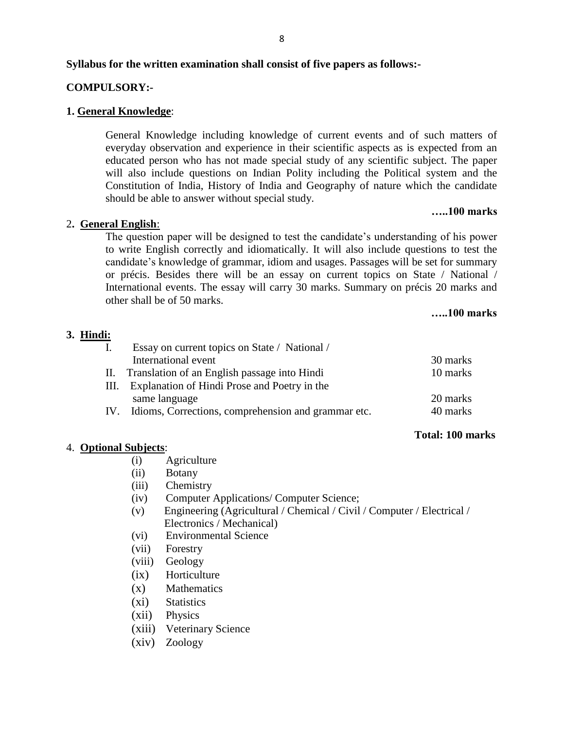**Syllabus for the written examination shall consist of five papers as follows:-**

**COMPULSORY:-**

**1. General Knowledge:**

General Knowledge including knowledge of current events and of such matters of everyday observation and experience in their scientific aspects as is expected from an educated person who has not made special study of any scientific subject. The paper will also include questions on Indian Polity including the Political system and the Constitution of India, History of India and Geography of nature which the candidate should be able to answer without special study.

**…..100 marks**

**2. General English:**

The question paper will be designed to test the candidate's understanding of his power to write English correctly and idiomatically. It will also include questions to test the candidate's knowledge of grammar, idiom and usages. Passages will be set for summary or précis. Besides there will be an essay on current topics on State / National / International events. The essay will carry 30 marks. Summary on précis 20 marks and other shall be of 50 marks.

**…..100 marks**

**3. Hindi:**

| | | |
|---|---|---|
| I. | Essay on current topics on State / National / International event | 30 marks |
| II. | Translation of an English passage into Hindi | 10 marks |
| III. | Explanation of Hindi Prose and Poetry in the same language | 20 marks |
| IV. | Idioms, Corrections, comprehension and grammar etc. | 40 marks |

**Total: 100 marks**

**4. Optional Subjects:**

- (i) Agriculture
- (ii) Botany
- (iii) Chemistry
- (iv) Computer Applications/ Computer Science;
- (v) Engineering (Agricultural / Chemical / Civil / Computer / Electrical / Electronics / Mechanical)
- (vi) Environmental Science
- (vii) Forestry
- (viii) Geology
- (ix) Horticulture
- (x) Mathematics
- (xi) Statistics
- (xii) Physics
- (xiii) Veterinary Science
- (xiv) Zoology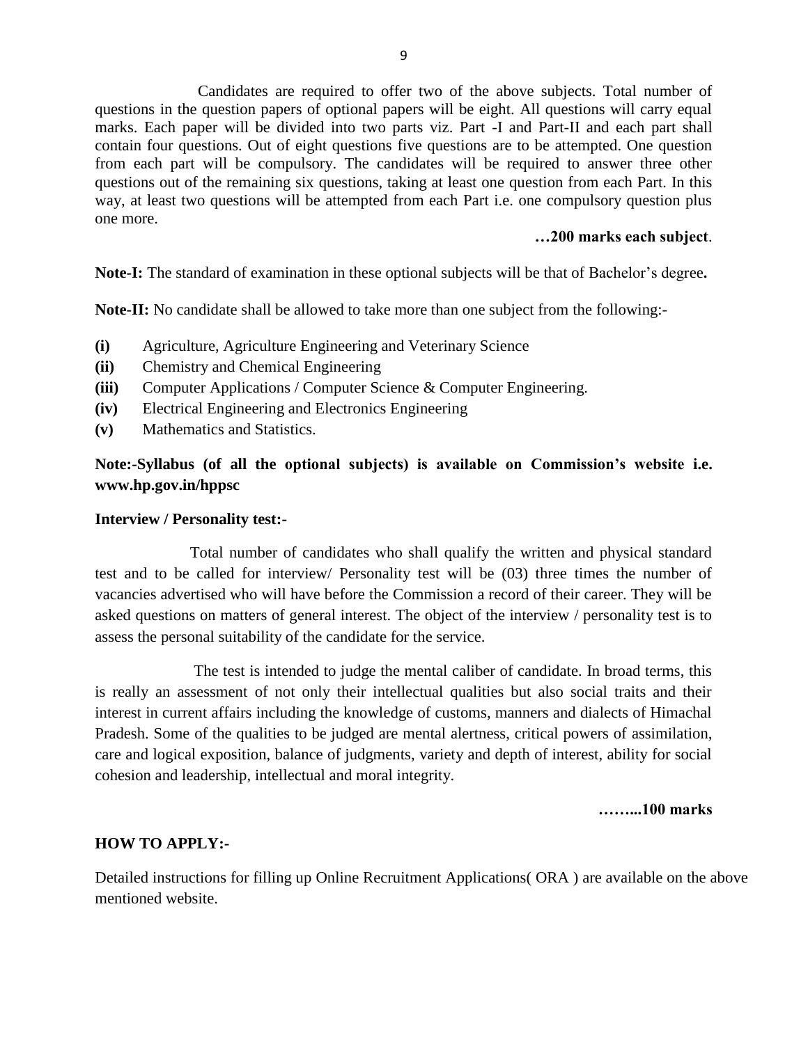Candidates are required to offer two of the above subjects. Total number of questions in the question papers of optional papers will be eight. All questions will carry equal marks. Each paper will be divided into two parts viz. Part -I and Part-II and each part shall contain four questions. Out of eight questions five questions are to be attempted. One question from each part will be compulsory. The candidates will be required to answer three other questions out of the remaining six questions, taking at least one question from each Part. In this way, at least two questions will be attempted from each Part i.e. one compulsory question plus one more.

**…200 marks each subject**.

**Note-I:** The standard of examination in these optional subjects will be that of Bachelor's degree**.**

**Note-II:** No candidate shall be allowed to take more than one subject from the following:-

- **(i)** Agriculture, Agriculture Engineering and Veterinary Science
- **(ii)** Chemistry and Chemical Engineering
- **(iii)** Computer Applications / Computer Science & Computer Engineering.
- **(iv)** Electrical Engineering and Electronics Engineering
- **(v)** Mathematics and Statistics.

**Note:-Syllabus (of all the optional subjects) is available on Commission's website i.e. www.hp.gov.in/hppsc**

**Interview / Personality test:-**

Total number of candidates who shall qualify the written and physical standard test and to be called for interview/ Personality test will be (03) three times the number of vacancies advertised who will have before the Commission a record of their career. They will be asked questions on matters of general interest. The object of the interview / personality test is to assess the personal suitability of the candidate for the service.

The test is intended to judge the mental caliber of candidate. In broad terms, this is really an assessment of not only their intellectual qualities but also social traits and their interest in current affairs including the knowledge of customs, manners and dialects of Himachal Pradesh. Some of the qualities to be judged are mental alertness, critical powers of assimilation, care and logical exposition, balance of judgments, variety and depth of interest, ability for social cohesion and leadership, intellectual and moral integrity.

**……...100 marks**

**HOW TO APPLY:-**

Detailed instructions for filling up Online Recruitment Applications( ORA ) are available on the above mentioned website.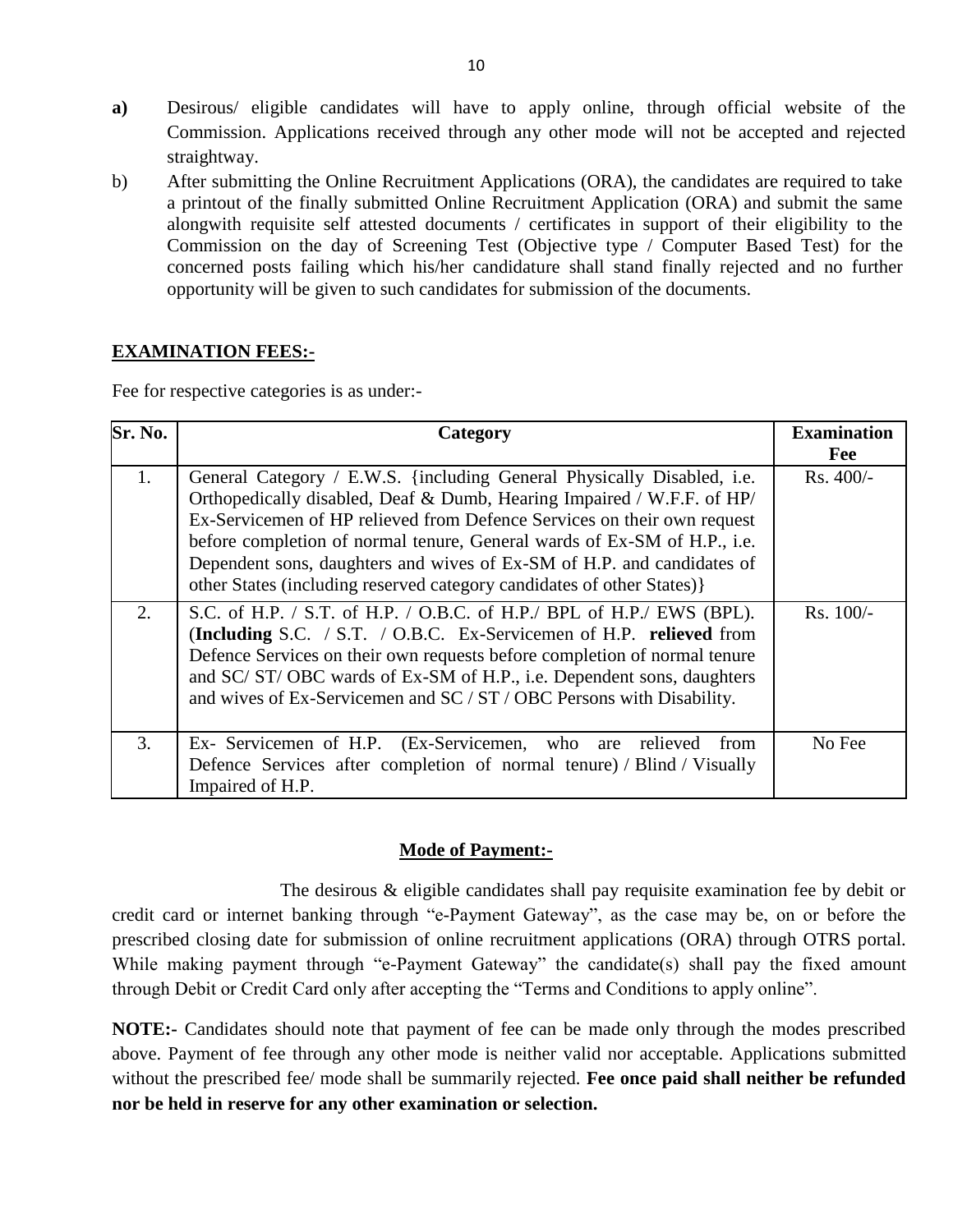**a)** Desirous/ eligible candidates will have to apply online, through official website of the Commission. Applications received through any other mode will not be accepted and rejected straightway.

b) After submitting the Online Recruitment Applications (ORA), the candidates are required to take a printout of the finally submitted Online Recruitment Application (ORA) and submit the same alongwith requisite self attested documents / certificates in support of their eligibility to the Commission on the day of Screening Test (Objective type / Computer Based Test) for the concerned posts failing which his/her candidature shall stand finally rejected and no further opportunity will be given to such candidates for submission of the documents.

**EXAMINATION FEES:-**

Fee for respective categories is as under:-

| Sr. No. | Category | Examination Fee |
|---|---|---|
| 1. | General Category / E.W.S. {including General Physically Disabled, i.e. Orthopedically disabled, Deaf & Dumb, Hearing Impaired / W.F.F. of HP/ Ex-Servicemen of HP relieved from Defence Services on their own request before completion of normal tenure, General wards of Ex-SM of H.P., i.e. Dependent sons, daughters and wives of Ex-SM of H.P. and candidates of other States (including reserved category candidates of other States)} | Rs. 400/- |
| 2. | S.C. of H.P. / S.T. of H.P. / O.B.C. of H.P./ BPL of H.P./ EWS (BPL). (**Including** S.C. / S.T. / O.B.C. Ex-Servicemen of H.P. **relieved** from Defence Services on their own requests before completion of normal tenure and SC/ ST/ OBC wards of Ex-SM of H.P., i.e. Dependent sons, daughters and wives of Ex-Servicemen and SC / ST / OBC Persons with Disability. | Rs. 100/- |
| 3. | Ex- Servicemen of H.P. (Ex-Servicemen, who are relieved from Defence Services after completion of normal tenure) / Blind / Visually Impaired of H.P. | No Fee |

**Mode of Payment:-**

The desirous & eligible candidates shall pay requisite examination fee by debit or credit card or internet banking through "e-Payment Gateway", as the case may be, on or before the prescribed closing date for submission of online recruitment applications (ORA) through OTRS portal. While making payment through "e-Payment Gateway" the candidate(s) shall pay the fixed amount through Debit or Credit Card only after accepting the "Terms and Conditions to apply online".

**NOTE:-** Candidates should note that payment of fee can be made only through the modes prescribed above. Payment of fee through any other mode is neither valid nor acceptable. Applications submitted without the prescribed fee/ mode shall be summarily rejected. **Fee once paid shall neither be refunded nor be held in reserve for any other examination or selection.**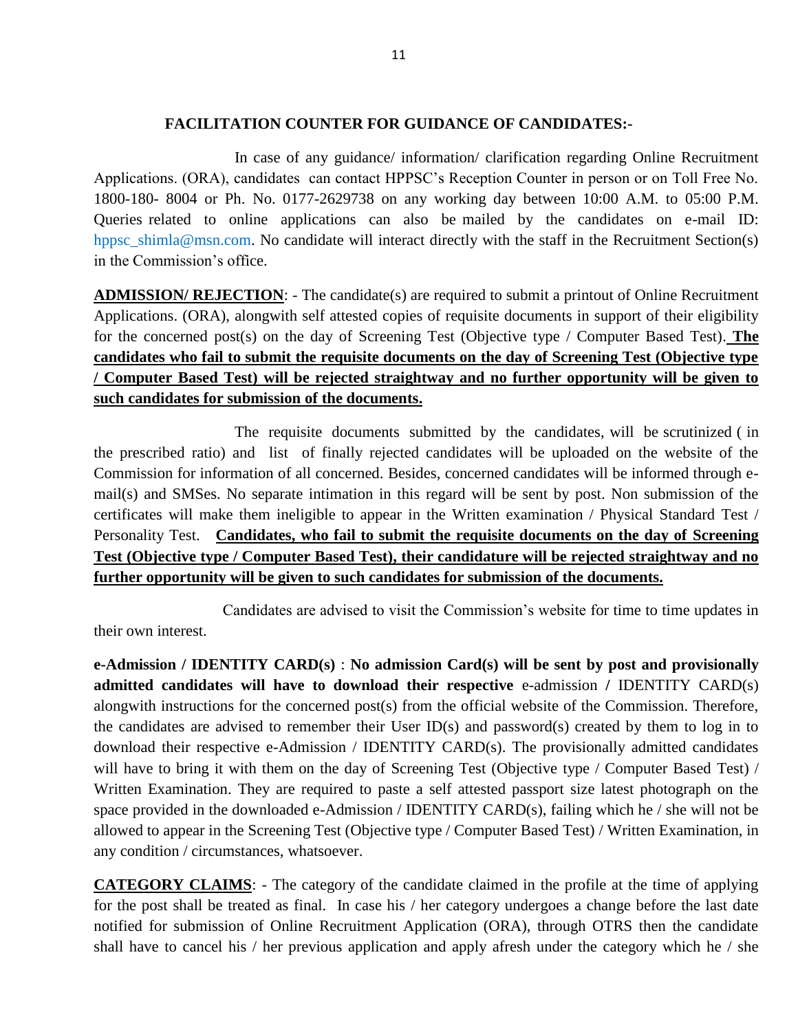**FACILITATION COUNTER FOR GUIDANCE OF CANDIDATES:-**

In case of any guidance/ information/ clarification regarding Online Recruitment Applications. (ORA), candidates can contact HPPSC's Reception Counter in person or on Toll Free No. 1800-180- 8004 or Ph. No. 0177-2629738 on any working day between 10:00 A.M. to 05:00 P.M. Queries related to online applications can also be mailed by the candidates on e-mail ID: hppsc_shimla@msn.com. No candidate will interact directly with the staff in the Recruitment Section(s) in the Commission's office.

**ADMISSION/ REJECTION**: - The candidate(s) are required to submit a printout of Online Recruitment Applications. (ORA), alongwith self attested copies of requisite documents in support of their eligibility for the concerned post(s) on the day of Screening Test (Objective type / Computer Based Test). **The candidates who fail to submit the requisite documents on the day of Screening Test (Objective type / Computer Based Test) will be rejected straightway and no further opportunity will be given to such candidates for submission of the documents.**

The requisite documents submitted by the candidates, will be scrutinized ( in the prescribed ratio) and list of finally rejected candidates will be uploaded on the website of the Commission for information of all concerned. Besides, concerned candidates will be informed through e-mail(s) and SMSes. No separate intimation in this regard will be sent by post. Non submission of the certificates will make them ineligible to appear in the Written examination / Physical Standard Test / Personality Test. **Candidates, who fail to submit the requisite documents on the day of Screening Test (Objective type / Computer Based Test), their candidature will be rejected straightway and no further opportunity will be given to such candidates for submission of the documents.**

Candidates are advised to visit the Commission's website for time to time updates in their own interest.

**e-Admission / IDENTITY CARD(s)** : **No admission Card(s) will be sent by post and provisionally admitted candidates will have to download their respective** e-admission / IDENTITY CARD(s) alongwith instructions for the concerned post(s) from the official website of the Commission. Therefore, the candidates are advised to remember their User ID(s) and password(s) created by them to log in to download their respective e-Admission / IDENTITY CARD(s). The provisionally admitted candidates will have to bring it with them on the day of Screening Test (Objective type / Computer Based Test) / Written Examination. They are required to paste a self attested passport size latest photograph on the space provided in the downloaded e-Admission / IDENTITY CARD(s), failing which he / she will not be allowed to appear in the Screening Test (Objective type / Computer Based Test) / Written Examination, in any condition / circumstances, whatsoever.

**CATEGORY CLAIMS**: - The category of the candidate claimed in the profile at the time of applying for the post shall be treated as final. In case his / her category undergoes a change before the last date notified for submission of Online Recruitment Application (ORA), through OTRS then the candidate shall have to cancel his / her previous application and apply afresh under the category which he / she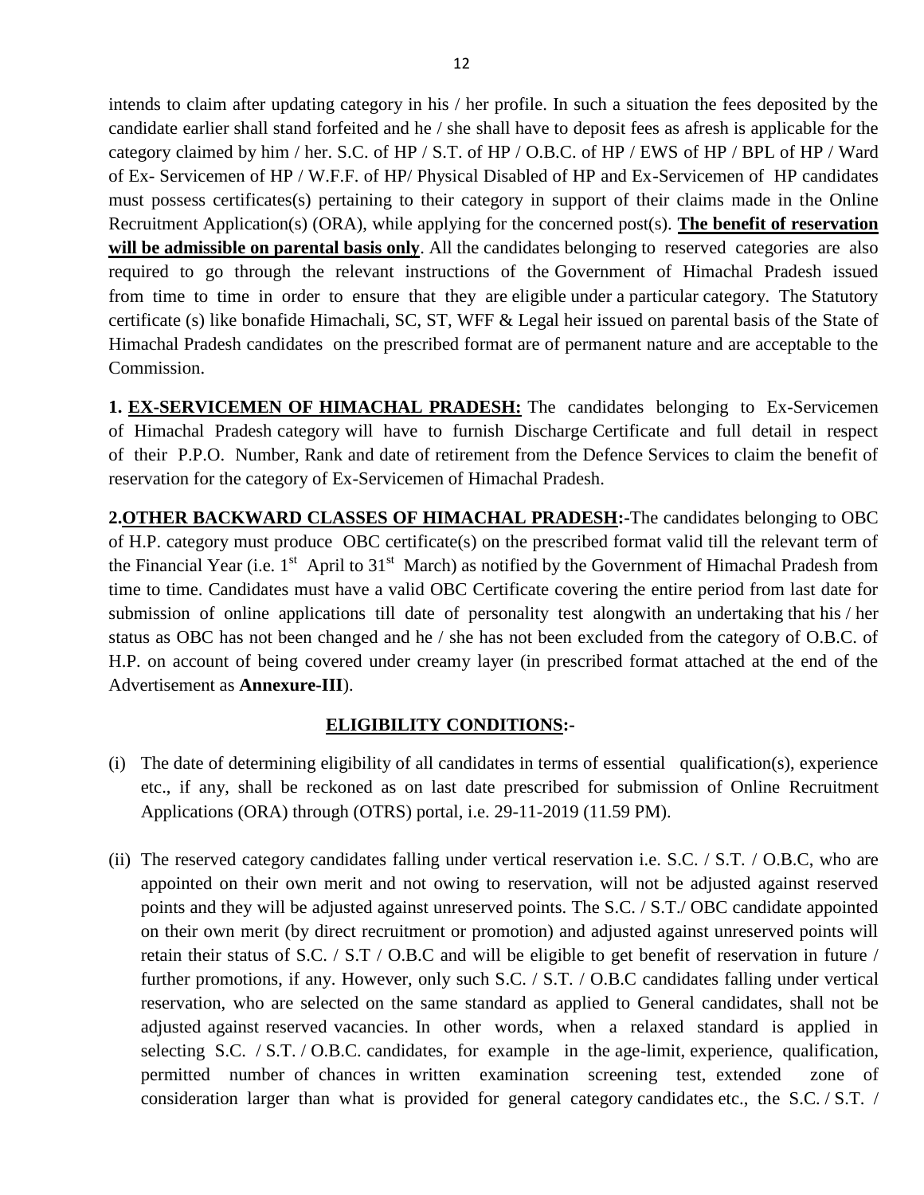intends to claim after updating category in his / her profile. In such a situation the fees deposited by the candidate earlier shall stand forfeited and he / she shall have to deposit fees as afresh is applicable for the category claimed by him / her. S.C. of HP / S.T. of HP / O.B.C. of HP / EWS of HP / BPL of HP / Ward of Ex- Servicemen of HP / W.F.F. of HP/ Physical Disabled of HP and Ex-Servicemen of HP candidates must possess certificates(s) pertaining to their category in support of their claims made in the Online Recruitment Application(s) (ORA), while applying for the concerned post(s). **The benefit of reservation will be admissible on parental basis only**. All the candidates belonging to reserved categories are also required to go through the relevant instructions of the Government of Himachal Pradesh issued from time to time in order to ensure that they are eligible under a particular category. The Statutory certificate (s) like bonafide Himachali, SC, ST, WFF & Legal heir issued on parental basis of the State of Himachal Pradesh candidates on the prescribed format are of permanent nature and are acceptable to the Commission.

**1. EX-SERVICEMEN OF HIMACHAL PRADESH:** The candidates belonging to Ex-Servicemen of Himachal Pradesh category will have to furnish Discharge Certificate and full detail in respect of their P.P.O. Number, Rank and date of retirement from the Defence Services to claim the benefit of reservation for the category of Ex-Servicemen of Himachal Pradesh.

**2.OTHER BACKWARD CLASSES OF HIMACHAL PRADESH:-**The candidates belonging to OBC of H.P. category must produce OBC certificate(s) on the prescribed format valid till the relevant term of the Financial Year (i.e. 1st April to 31st March) as notified by the Government of Himachal Pradesh from time to time. Candidates must have a valid OBC Certificate covering the entire period from last date for submission of online applications till date of personality test alongwith an undertaking that his / her status as OBC has not been changed and he / she has not been excluded from the category of O.B.C. of H.P. on account of being covered under creamy layer (in prescribed format attached at the end of the Advertisement as **Annexure-III**).

## ELIGIBILITY CONDITIONS:-

(i) The date of determining eligibility of all candidates in terms of essential qualification(s), experience etc., if any, shall be reckoned as on last date prescribed for submission of Online Recruitment Applications (ORA) through (OTRS) portal, i.e. 29-11-2019 (11.59 PM).

(ii) The reserved category candidates falling under vertical reservation i.e. S.C. / S.T. / O.B.C, who are appointed on their own merit and not owing to reservation, will not be adjusted against reserved points and they will be adjusted against unreserved points. The S.C. / S.T./ OBC candidate appointed on their own merit (by direct recruitment or promotion) and adjusted against unreserved points will retain their status of S.C. / S.T / O.B.C and will be eligible to get benefit of reservation in future / further promotions, if any. However, only such S.C. / S.T. / O.B.C candidates falling under vertical reservation, who are selected on the same standard as applied to General candidates, shall not be adjusted against reserved vacancies. In other words, when a relaxed standard is applied in selecting S.C. / S.T. / O.B.C. candidates, for example in the age-limit, experience, qualification, permitted number of chances in written examination screening test, extended zone of consideration larger than what is provided for general category candidates etc., the S.C. / S.T. /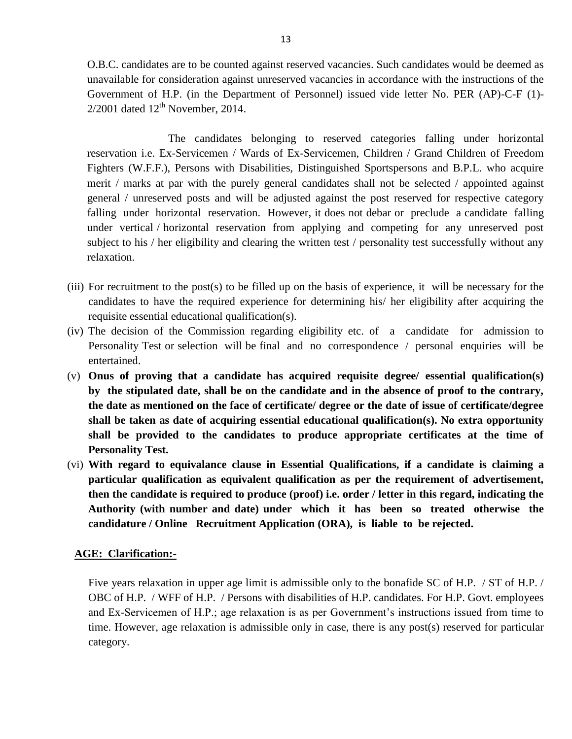O.B.C. candidates are to be counted against reserved vacancies. Such candidates would be deemed as unavailable for consideration against unreserved vacancies in accordance with the instructions of the Government of H.P. (in the Department of Personnel) issued vide letter No. PER (AP)-C-F (1)-2/2001 dated 12th November, 2014.

The candidates belonging to reserved categories falling under horizontal reservation i.e. Ex-Servicemen / Wards of Ex-Servicemen, Children / Grand Children of Freedom Fighters (W.F.F.), Persons with Disabilities, Distinguished Sportspersons and B.P.L. who acquire merit / marks at par with the purely general candidates shall not be selected / appointed against general / unreserved posts and will be adjusted against the post reserved for respective category falling under horizontal reservation. However, it does not debar or preclude a candidate falling under vertical / horizontal reservation from applying and competing for any unreserved post subject to his / her eligibility and clearing the written test / personality test successfully without any relaxation.

(iii) For recruitment to the post(s) to be filled up on the basis of experience, it will be necessary for the candidates to have the required experience for determining his/ her eligibility after acquiring the requisite essential educational qualification(s).

(iv) The decision of the Commission regarding eligibility etc. of a candidate for admission to Personality Test or selection will be final and no correspondence / personal enquiries will be entertained.

(v) **Onus of proving that a candidate has acquired requisite degree/ essential qualification(s) by the stipulated date, shall be on the candidate and in the absence of proof to the contrary, the date as mentioned on the face of certificate/ degree or the date of issue of certificate/degree shall be taken as date of acquiring essential educational qualification(s). No extra opportunity shall be provided to the candidates to produce appropriate certificates at the time of Personality Test.**

(vi) **With regard to equivalance clause in Essential Qualifications, if a candidate is claiming a particular qualification as equivalent qualification as per the requirement of advertisement, then the candidate is required to produce (proof) i.e. order / letter in this regard, indicating the Authority (with number and date) under which it has been so treated otherwise the candidature / Online Recruitment Application (ORA), is liable to be rejected.**

**AGE: Clarification:-**

Five years relaxation in upper age limit is admissible only to the bonafide SC of H.P. / ST of H.P. / OBC of H.P. / WFF of H.P. / Persons with disabilities of H.P. candidates. For H.P. Govt. employees and Ex-Servicemen of H.P.; age relaxation is as per Government's instructions issued from time to time. However, age relaxation is admissible only in case, there is any post(s) reserved for particular category.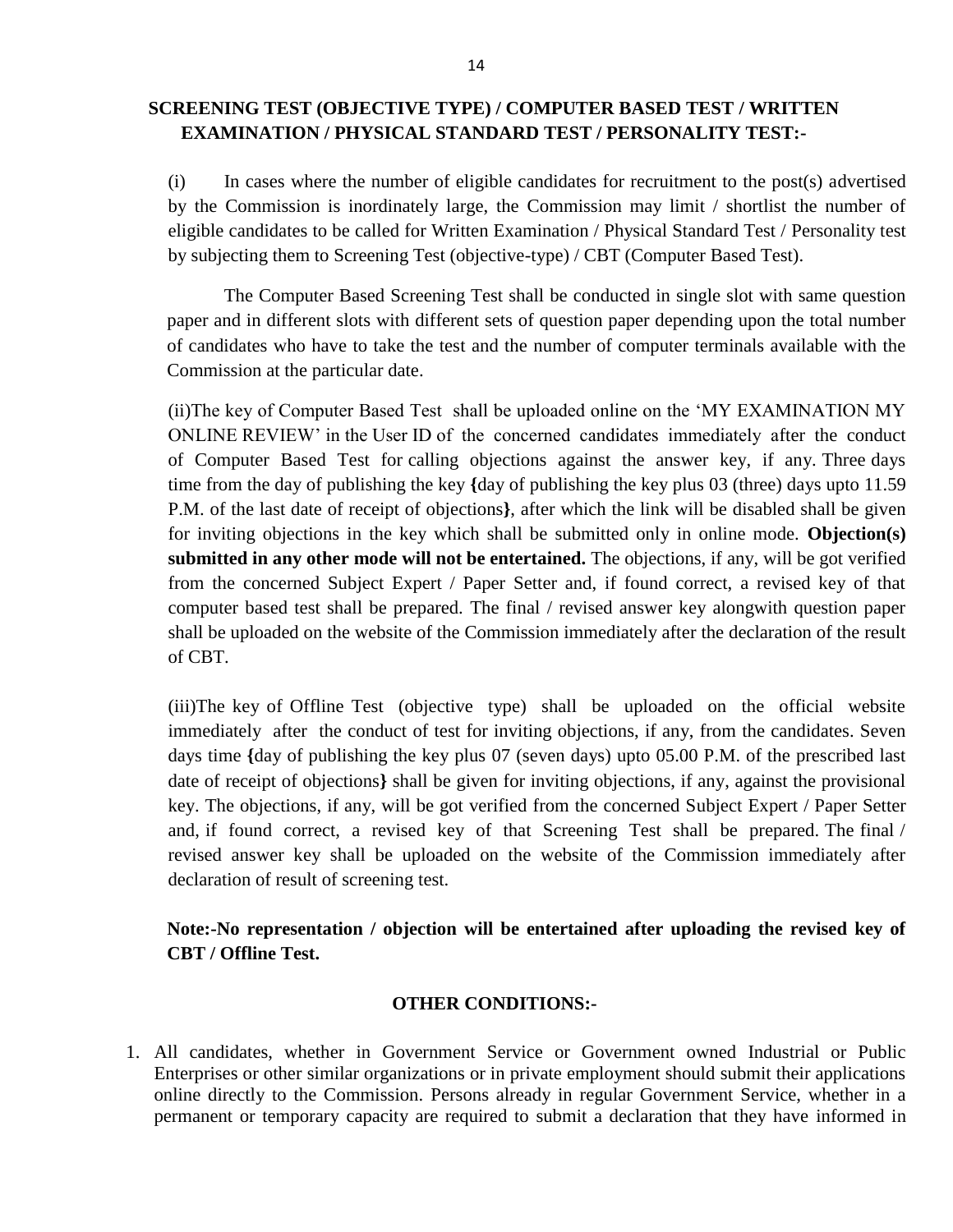## SCREENING TEST (OBJECTIVE TYPE) / COMPUTER BASED TEST / WRITTEN EXAMINATION / PHYSICAL STANDARD TEST / PERSONALITY TEST:-

(i) In cases where the number of eligible candidates for recruitment to the post(s) advertised by the Commission is inordinately large, the Commission may limit / shortlist the number of eligible candidates to be called for Written Examination / Physical Standard Test / Personality test by subjecting them to Screening Test (objective-type) / CBT (Computer Based Test).

The Computer Based Screening Test shall be conducted in single slot with same question paper and in different slots with different sets of question paper depending upon the total number of candidates who have to take the test and the number of computer terminals available with the Commission at the particular date.

(ii)The key of Computer Based Test shall be uploaded online on the 'MY EXAMINATION MY ONLINE REVIEW' in the User ID of the concerned candidates immediately after the conduct of Computer Based Test for calling objections against the answer key, if any. Three days time from the day of publishing the key **{**day of publishing the key plus 03 (three) days upto 11.59 P.M. of the last date of receipt of objections**}**, after which the link will be disabled shall be given for inviting objections in the key which shall be submitted only in online mode. **Objection(s) submitted in any other mode will not be entertained.** The objections, if any, will be got verified from the concerned Subject Expert / Paper Setter and, if found correct, a revised key of that computer based test shall be prepared. The final / revised answer key alongwith question paper shall be uploaded on the website of the Commission immediately after the declaration of the result of CBT.

(iii)The key of Offline Test (objective type) shall be uploaded on the official website immediately after the conduct of test for inviting objections, if any, from the candidates. Seven days time **{**day of publishing the key plus 07 (seven days) upto 05.00 P.M. of the prescribed last date of receipt of objections**}** shall be given for inviting objections, if any, against the provisional key. The objections, if any, will be got verified from the concerned Subject Expert / Paper Setter and, if found correct, a revised key of that Screening Test shall be prepared. The final / revised answer key shall be uploaded on the website of the Commission immediately after declaration of result of screening test.

**Note:-No representation / objection will be entertained after uploading the revised key of CBT / Offline Test.**

## OTHER CONDITIONS:-

1. All candidates, whether in Government Service or Government owned Industrial or Public Enterprises or other similar organizations or in private employment should submit their applications online directly to the Commission. Persons already in regular Government Service, whether in a permanent or temporary capacity are required to submit a declaration that they have informed in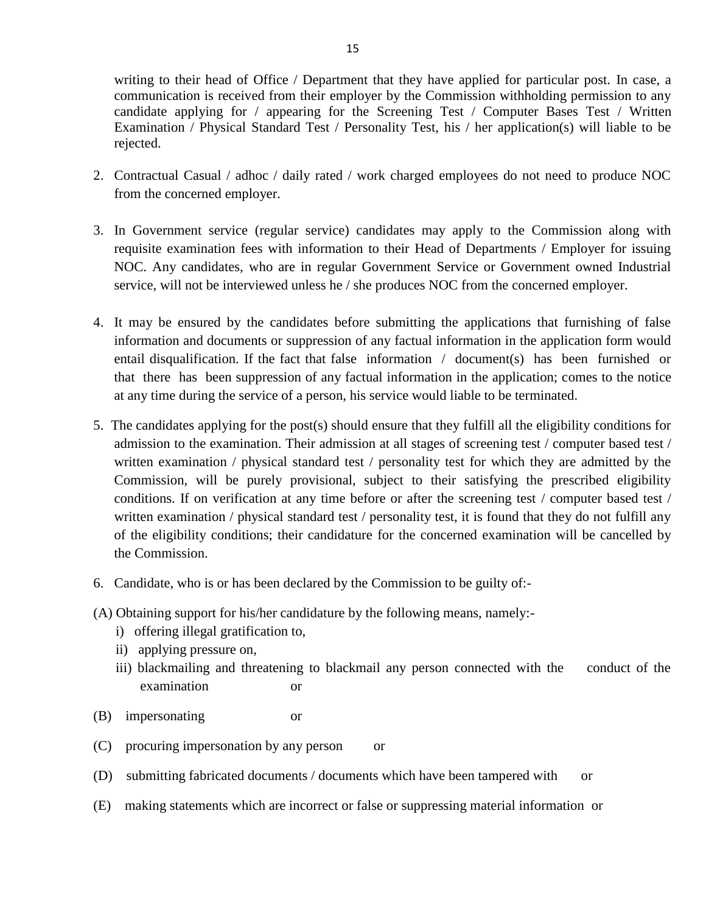writing to their head of Office / Department that they have applied for particular post. In case, a communication is received from their employer by the Commission withholding permission to any candidate applying for / appearing for the Screening Test / Computer Bases Test / Written Examination / Physical Standard Test / Personality Test, his / her application(s) will liable to be rejected.

2. Contractual Casual / adhoc / daily rated / work charged employees do not need to produce NOC from the concerned employer.

3. In Government service (regular service) candidates may apply to the Commission along with requisite examination fees with information to their Head of Departments / Employer for issuing NOC. Any candidates, who are in regular Government Service or Government owned Industrial service, will not be interviewed unless he / she produces NOC from the concerned employer.

4. It may be ensured by the candidates before submitting the applications that furnishing of false information and documents or suppression of any factual information in the application form would entail disqualification. If the fact that false information / document(s) has been furnished or that there has been suppression of any factual information in the application; comes to the notice at any time during the service of a person, his service would liable to be terminated.

5. The candidates applying for the post(s) should ensure that they fulfill all the eligibility conditions for admission to the examination. Their admission at all stages of screening test / computer based test / written examination / physical standard test / personality test for which they are admitted by the Commission, will be purely provisional, subject to their satisfying the prescribed eligibility conditions. If on verification at any time before or after the screening test / computer based test / written examination / physical standard test / personality test, it is found that they do not fulfill any of the eligibility conditions; their candidature for the concerned examination will be cancelled by the Commission.

6. Candidate, who is or has been declared by the Commission to be guilty of:-

(A) Obtaining support for his/her candidature by the following means, namely:-

   i) offering illegal gratification to,
   ii) applying pressure on,
   iii) blackmailing and threatening to blackmail any person connected with the conduct of the examination or

(B) impersonating or

(C) procuring impersonation by any person or

(D) submitting fabricated documents / documents which have been tampered with or

(E) making statements which are incorrect or false or suppressing material information or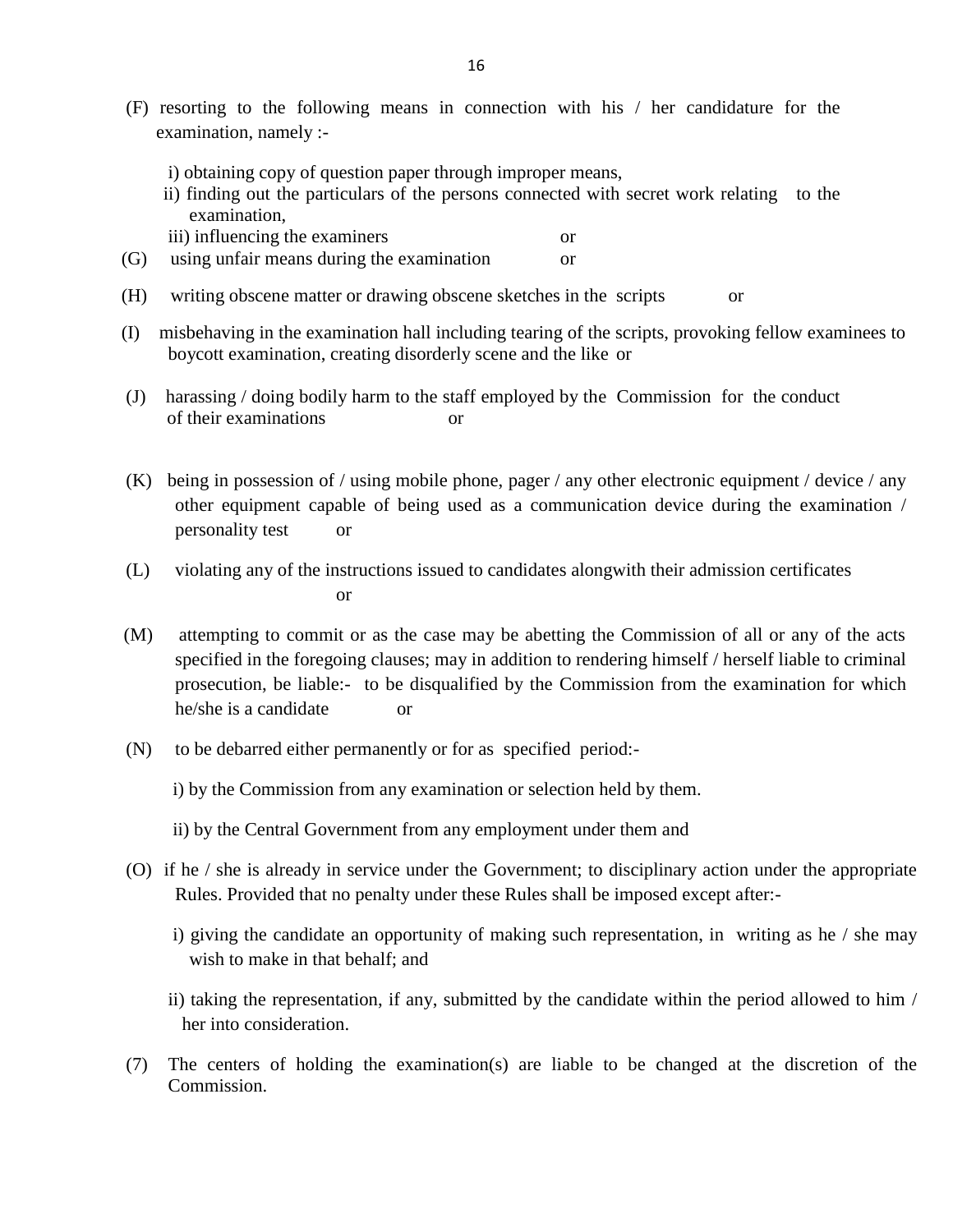(F) resorting to the following means in connection with his / her candidature for the examination, namely :-

i) obtaining copy of question paper through improper means,

ii) finding out the particulars of the persons connected with secret work relating to the examination,

iii) influencing the examiners or

(G) using unfair means during the examination or

(H) writing obscene matter or drawing obscene sketches in the scripts or

(I) misbehaving in the examination hall including tearing of the scripts, provoking fellow examinees to boycott examination, creating disorderly scene and the like or

(J) harassing / doing bodily harm to the staff employed by the Commission for the conduct of their examinations or

(K) being in possession of / using mobile phone, pager / any other electronic equipment / device / any other equipment capable of being used as a communication device during the examination / personality test or

(L) violating any of the instructions issued to candidates alongwith their admission certificates or

(M) attempting to commit or as the case may be abetting the Commission of all or any of the acts specified in the foregoing clauses; may in addition to rendering himself / herself liable to criminal prosecution, be liable:- to be disqualified by the Commission from the examination for which he/she is a candidate or

(N) to be debarred either permanently or for as specified period:-

i) by the Commission from any examination or selection held by them.

ii) by the Central Government from any employment under them and

(O) if he / she is already in service under the Government; to disciplinary action under the appropriate Rules. Provided that no penalty under these Rules shall be imposed except after:-

i) giving the candidate an opportunity of making such representation, in writing as he / she may wish to make in that behalf; and

ii) taking the representation, if any, submitted by the candidate within the period allowed to him / her into consideration.

(7) The centers of holding the examination(s) are liable to be changed at the discretion of the Commission.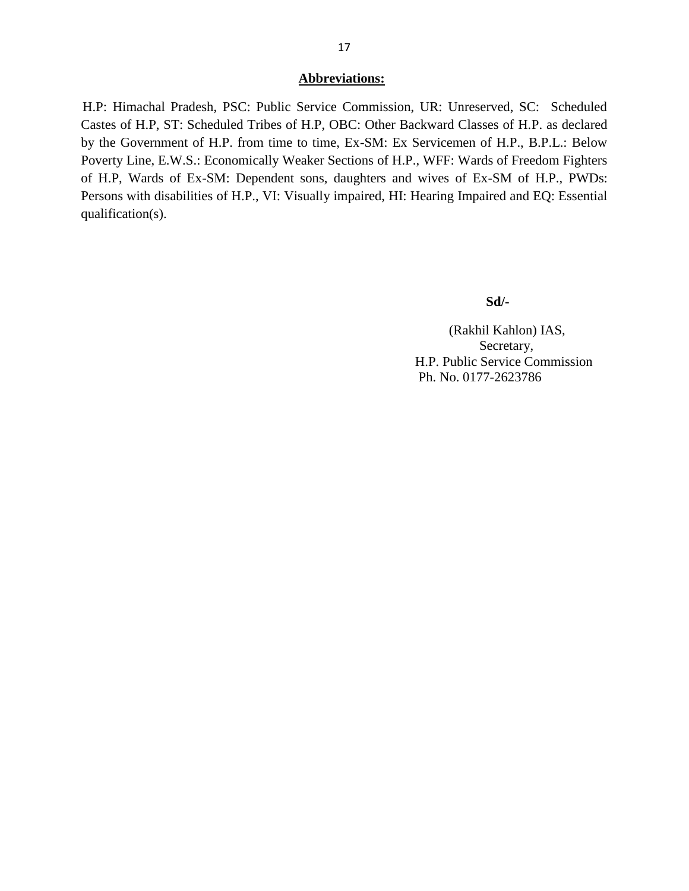## Abbreviations:

H.P: Himachal Pradesh, PSC: Public Service Commission, UR: Unreserved, SC: Scheduled Castes of H.P, ST: Scheduled Tribes of H.P, OBC: Other Backward Classes of H.P. as declared by the Government of H.P. from time to time, Ex-SM: Ex Servicemen of H.P., B.P.L.: Below Poverty Line, E.W.S.: Economically Weaker Sections of H.P., WFF: Wards of Freedom Fighters of H.P, Wards of Ex-SM: Dependent sons, daughters and wives of Ex-SM of H.P., PWDs: Persons with disabilities of H.P., VI: Visually impaired, HI: Hearing Impaired and EQ: Essential qualification(s).

**Sd/-**

(Rakhil Kahlon) IAS,
Secretary,
H.P. Public Service Commission
Ph. No. 0177-2623786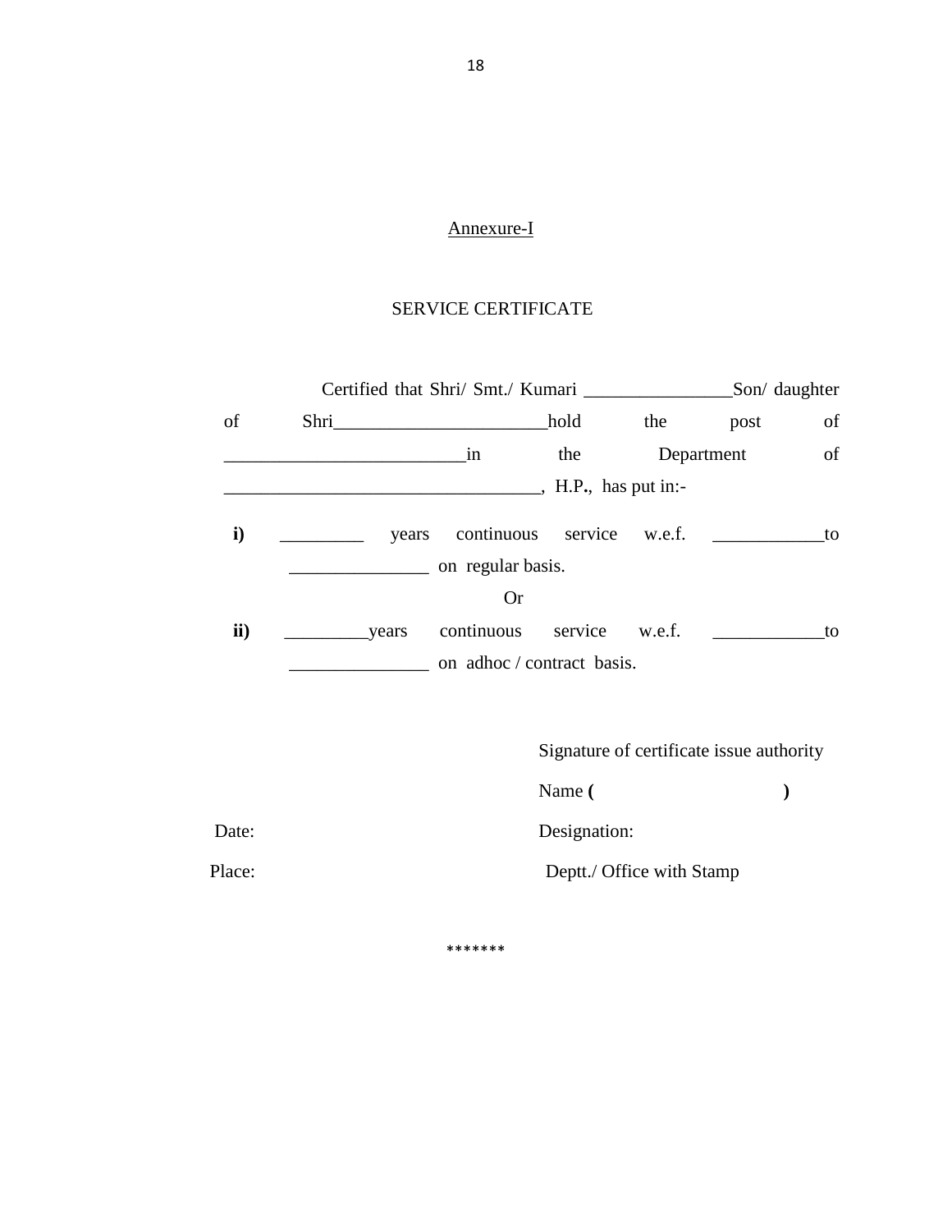Annexure-I

SERVICE CERTIFICATE

Certified that Shri/ Smt./ Kumari ________________Son/ daughter of Shri_______________________hold the post of __________________________in the Department of __________________________________, H.P., has put in:-

**i)** _________ years continuous service w.e.f. ____________to _______________ on regular basis.

Or

**ii)** _________years continuous service w.e.f. ____________to _______________ on adhoc / contract basis.

Signature of certificate issue authority

Name **(** **)**

Date: Designation:

Place: Deptt./ Office with Stamp

*******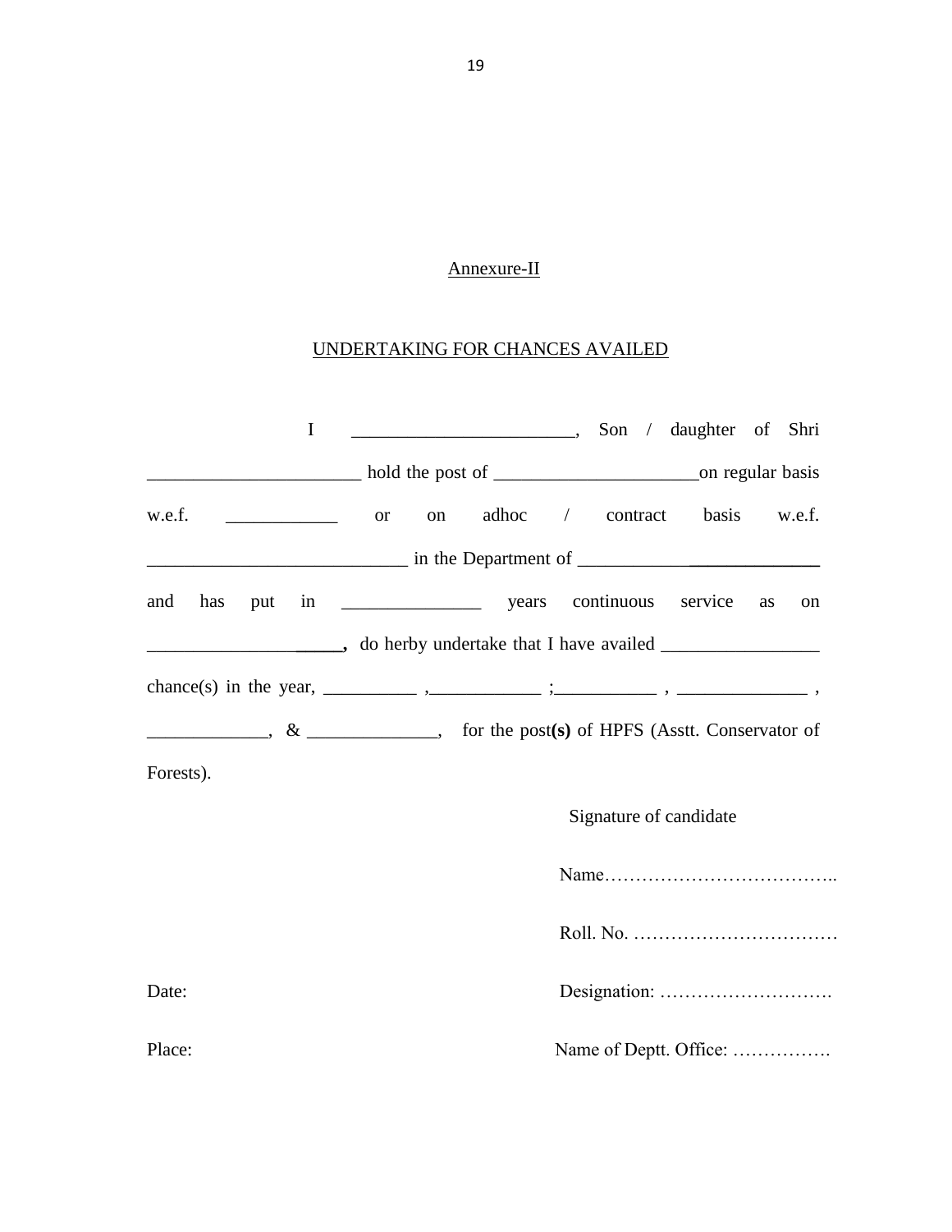Annexure-II

UNDERTAKING FOR CHANCES AVAILED

I _______________________, Son / daughter of Shri ______________________ hold the post of _____________________on regular basis w.e.f. ___________ or on adhoc / contract basis w.e.f. ___________________________ in the Department of ___________________________ and has put in ______________ years continuous service as on _____________________, do herby undertake that I have availed ________________ chance(s) in the year, __________ ,___________ ;__________ , _____________ , ____________, & _____________, for the post**(s)** of HPFS (Asstt. Conservator of Forests).

Signature of candidate

Name………………………………..

Roll. No. ……………………………

Date: Designation: ……………………….

Place: Name of Deptt. Office: …………….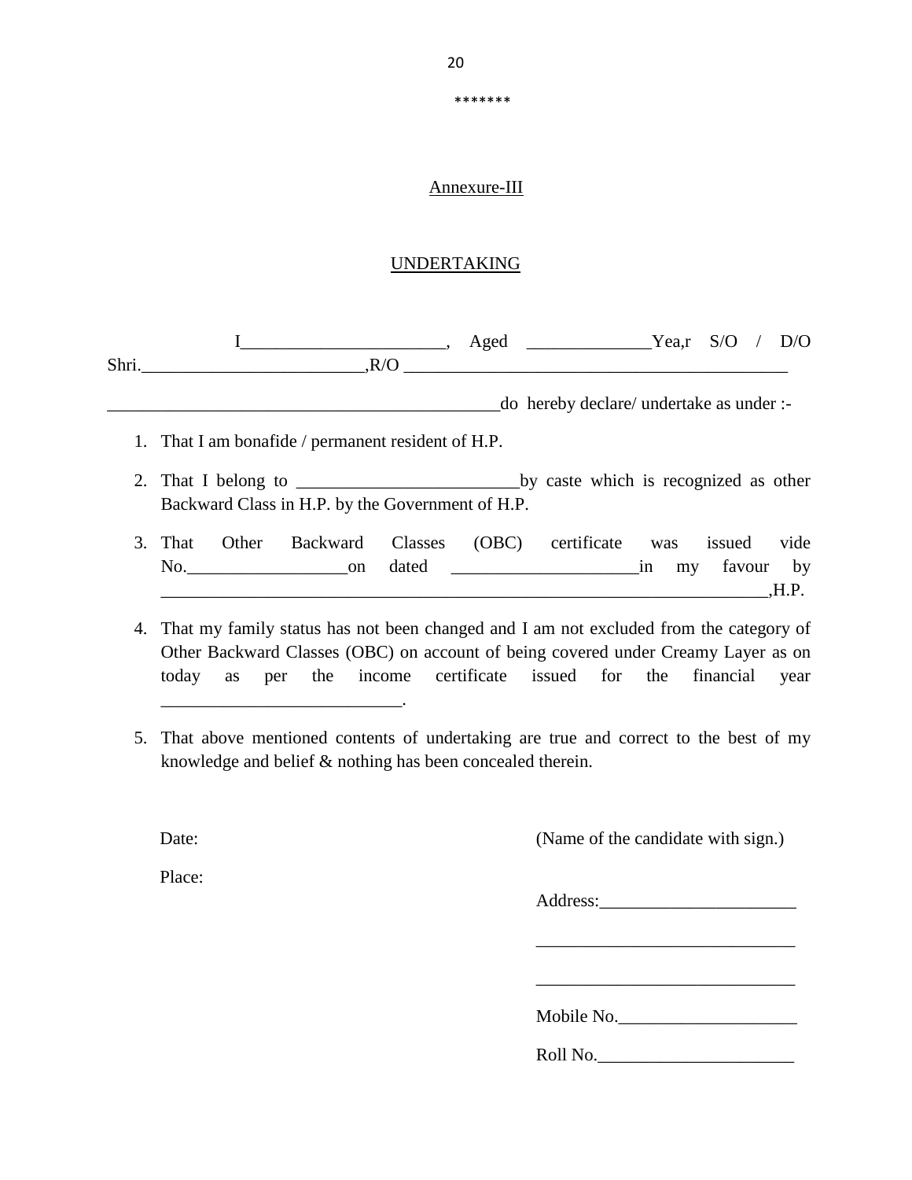*******

Annexure-III

UNDERTAKING

I______________________, Aged ______________Yea,r S/O / D/O Shri.________________________,R/O ___________________________________________

_____________________________________________do hereby declare/ undertake as under :-

1. That I am bonafide / permanent resident of H.P.
2. That I belong to _________________________by caste which is recognized as other Backward Class in H.P. by the Government of H.P.
3. That Other Backward Classes (OBC) certificate was issued vide No.__________________on dated _____________________in my favour by ______________________________________________________________________,H.P.
4. That my family status has not been changed and I am not excluded from the category of Other Backward Classes (OBC) on account of being covered under Creamy Layer as on today as per the income certificate issued for the financial year ___________________________.
5. That above mentioned contents of undertaking are true and correct to the best of my knowledge and belief & nothing has been concealed therein.

Date:

Place:

(Name of the candidate with sign.)

Address:______________________

______________________________

______________________________

Mobile No.____________________

Roll No.______________________